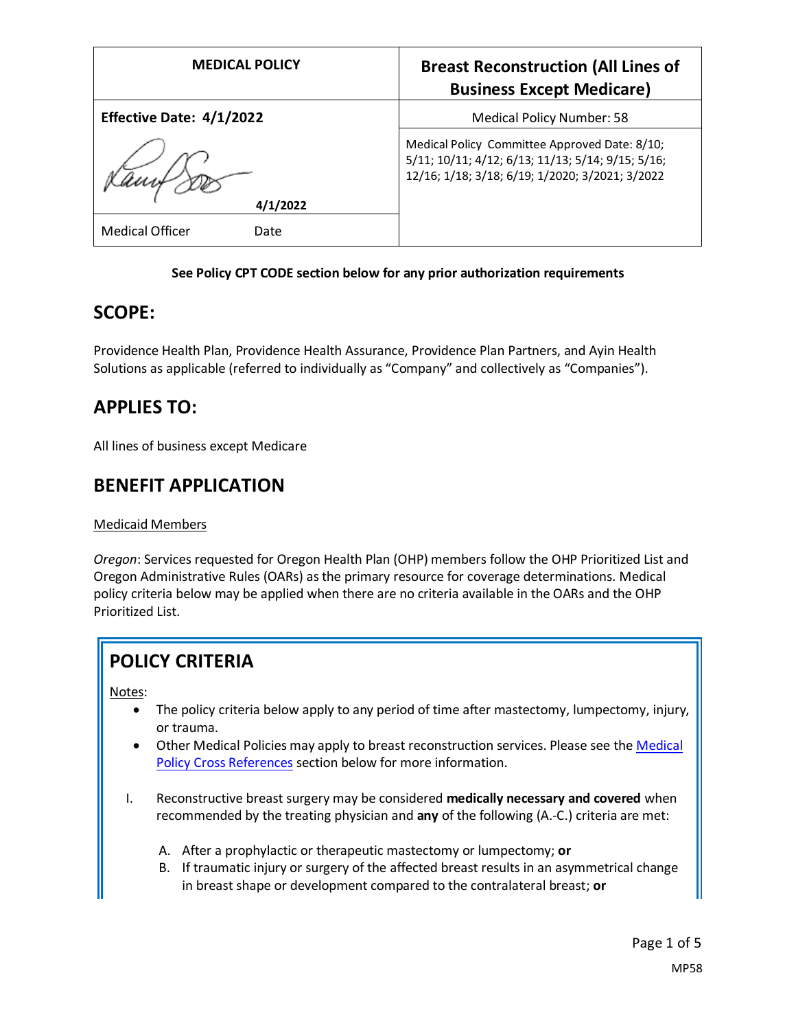| MEDICAL POLICY | Breast Reconstruction (All Lines of Business Except Medicare) |
|---|---|
| **Effective Date: 4/1/2022** | Medical Policy Number: 58 |
| 4/1/2022 | Medical Policy Committee Approved Date: 8/10; 5/11; 10/11; 4/12; 6/13; 11/13; 5/14; 9/15; 5/16; 12/16; 1/18; 3/18; 6/19; 1/2020; 3/2021; 3/2022 |
| Medical Officer Date | |

**See Policy CPT CODE section below for any prior authorization requirements**

## SCOPE:

Providence Health Plan, Providence Health Assurance, Providence Plan Partners, and Ayin Health Solutions as applicable (referred to individually as "Company" and collectively as "Companies").

## APPLIES TO:

All lines of business except Medicare

## BENEFIT APPLICATION

Medicaid Members

*Oregon*: Services requested for Oregon Health Plan (OHP) members follow the OHP Prioritized List and Oregon Administrative Rules (OARs) as the primary resource for coverage determinations. Medical policy criteria below may be applied when there are no criteria available in the OARs and the OHP Prioritized List.

## POLICY CRITERIA

Notes:

- The policy criteria below apply to any period of time after mastectomy, lumpectomy, injury, or trauma.
- Other Medical Policies may apply to breast reconstruction services. Please see the Medical Policy Cross References section below for more information.

I. Reconstructive breast surgery may be considered **medically necessary and covered** when recommended by the treating physician and **any** of the following (A.-C.) criteria are met:

   A. After a prophylactic or therapeutic mastectomy or lumpectomy; **or**
   B. If traumatic injury or surgery of the affected breast results in an asymmetrical change in breast shape or development compared to the contralateral breast; **or**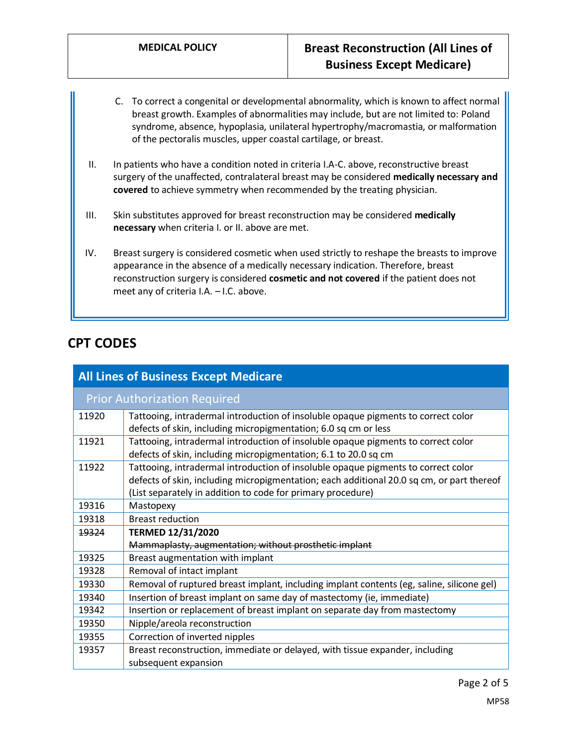C. To correct a congenital or developmental abnormality, which is known to affect normal breast growth. Examples of abnormalities may include, but are not limited to: Poland syndrome, absence, hypoplasia, unilateral hypertrophy/macromastia, or malformation of the pectoralis muscles, upper coastal cartilage, or breast.

II. In patients who have a condition noted in criteria I.A-C. above, reconstructive breast surgery of the unaffected, contralateral breast may be considered **medically necessary and covered** to achieve symmetry when recommended by the treating physician.

III. Skin substitutes approved for breast reconstruction may be considered **medically necessary** when criteria I. or II. above are met.

IV. Breast surgery is considered cosmetic when used strictly to reshape the breasts to improve appearance in the absence of a medically necessary indication. Therefore, breast reconstruction surgery is considered **cosmetic and not covered** if the patient does not meet any of criteria I.A. – I.C. above.

## CPT CODES

| All Lines of Business Except Medicare | |
|---|---|
| **Prior Authorization Required** | |
| 11920 | Tattooing, intradermal introduction of insoluble opaque pigments to correct color defects of skin, including micropigmentation; 6.0 sq cm or less |
| 11921 | Tattooing, intradermal introduction of insoluble opaque pigments to correct color defects of skin, including micropigmentation; 6.1 to 20.0 sq cm |
| 11922 | Tattooing, intradermal introduction of insoluble opaque pigments to correct color defects of skin, including micropigmentation; each additional 20.0 sq cm, or part thereof (List separately in addition to code for primary procedure) |
| 19316 | Mastopexy |
| 19318 | Breast reduction |
| ~~19324~~ | **TERMED 12/31/2020** ~~Mammaplasty, augmentation; without prosthetic implant~~ |
| 19325 | Breast augmentation with implant |
| 19328 | Removal of intact implant |
| 19330 | Removal of ruptured breast implant, including implant contents (eg, saline, silicone gel) |
| 19340 | Insertion of breast implant on same day of mastectomy (ie, immediate) |
| 19342 | Insertion or replacement of breast implant on separate day from mastectomy |
| 19350 | Nipple/areola reconstruction |
| 19355 | Correction of inverted nipples |
| 19357 | Breast reconstruction, immediate or delayed, with tissue expander, including subsequent expansion |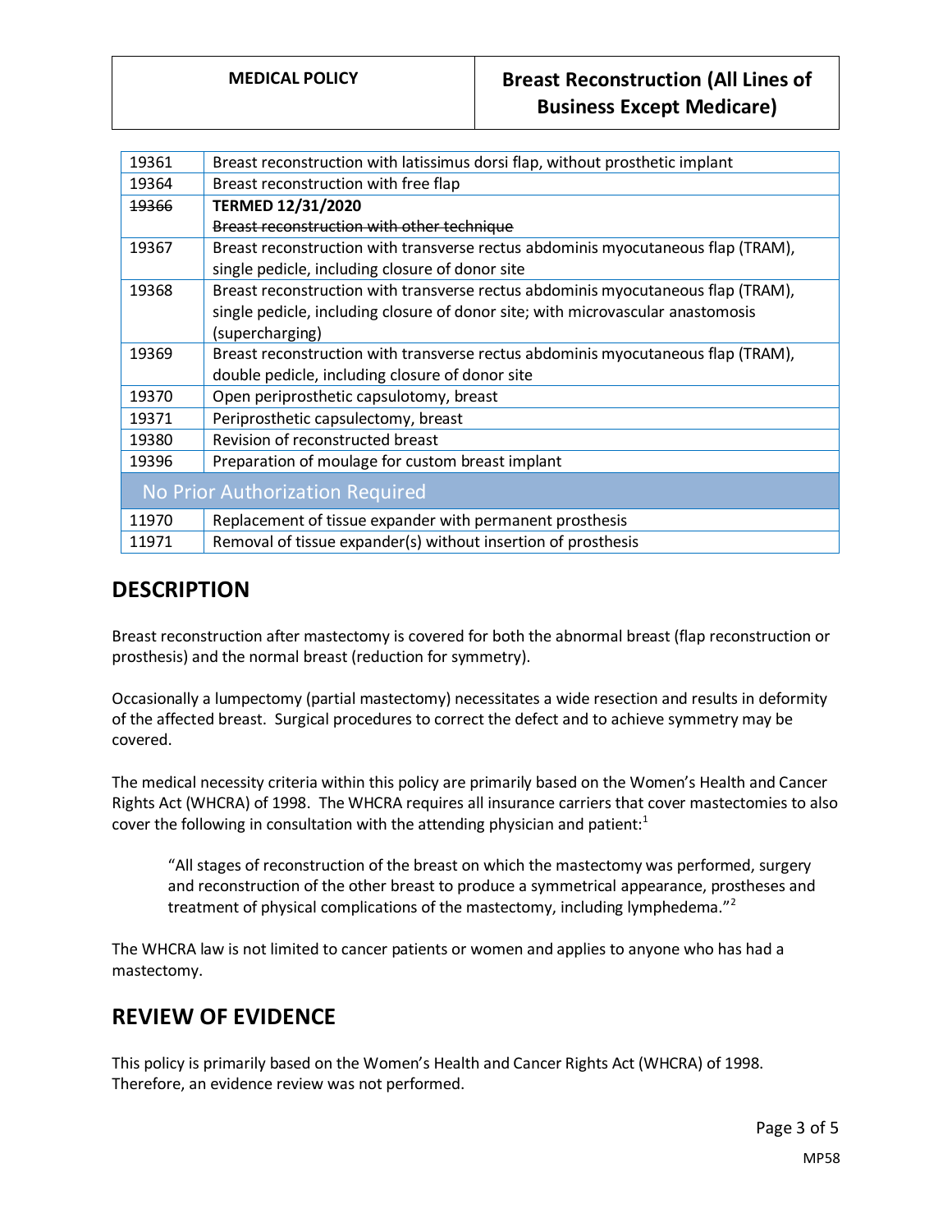| | |
|---|---|
| 19361 | Breast reconstruction with latissimus dorsi flap, without prosthetic implant |
| 19364 | Breast reconstruction with free flap |
| ~~19366~~ | **TERMED 12/31/2020** ~~Breast reconstruction with other technique~~ |
| 19367 | Breast reconstruction with transverse rectus abdominis myocutaneous flap (TRAM), single pedicle, including closure of donor site |
| 19368 | Breast reconstruction with transverse rectus abdominis myocutaneous flap (TRAM), single pedicle, including closure of donor site; with microvascular anastomosis (supercharging) |
| 19369 | Breast reconstruction with transverse rectus abdominis myocutaneous flap (TRAM), double pedicle, including closure of donor site |
| 19370 | Open periprosthetic capsulotomy, breast |
| 19371 | Periprosthetic capsulectomy, breast |
| 19380 | Revision of reconstructed breast |
| 19396 | Preparation of moulage for custom breast implant |
| **No Prior Authorization Required** | |
| 11970 | Replacement of tissue expander with permanent prosthesis |
| 11971 | Removal of tissue expander(s) without insertion of prosthesis |

## DESCRIPTION

Breast reconstruction after mastectomy is covered for both the abnormal breast (flap reconstruction or prosthesis) and the normal breast (reduction for symmetry).

Occasionally a lumpectomy (partial mastectomy) necessitates a wide resection and results in deformity of the affected breast. Surgical procedures to correct the defect and to achieve symmetry may be covered.

The medical necessity criteria within this policy are primarily based on the Women's Health and Cancer Rights Act (WHCRA) of 1998. The WHCRA requires all insurance carriers that cover mastectomies to also cover the following in consultation with the attending physician and patient:[1]

> "All stages of reconstruction of the breast on which the mastectomy was performed, surgery and reconstruction of the other breast to produce a symmetrical appearance, prostheses and treatment of physical complications of the mastectomy, including lymphedema."[2]

The WHCRA law is not limited to cancer patients or women and applies to anyone who has had a mastectomy.

## REVIEW OF EVIDENCE

This policy is primarily based on the Women's Health and Cancer Rights Act (WHCRA) of 1998. Therefore, an evidence review was not performed.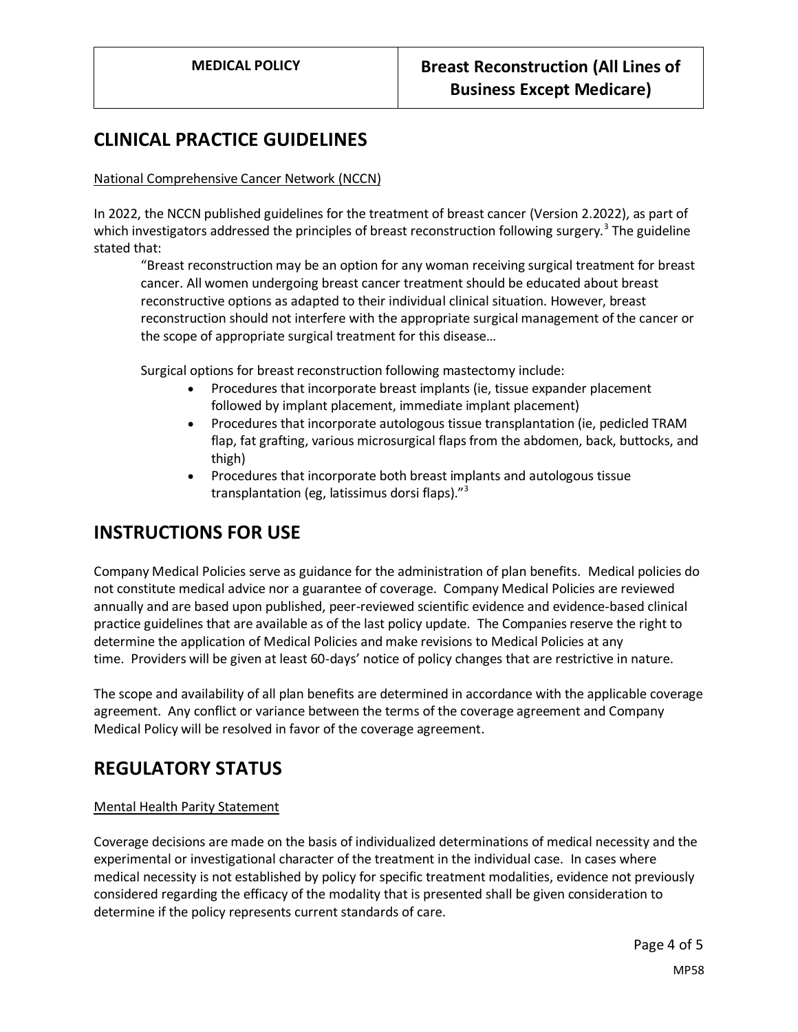## CLINICAL PRACTICE GUIDELINES

National Comprehensive Cancer Network (NCCN)

In 2022, the NCCN published guidelines for the treatment of breast cancer (Version 2.2022), as part of which investigators addressed the principles of breast reconstruction following surgery.[3] The guideline stated that:

> "Breast reconstruction may be an option for any woman receiving surgical treatment for breast cancer. All women undergoing breast cancer treatment should be educated about breast reconstructive options as adapted to their individual clinical situation. However, breast reconstruction should not interfere with the appropriate surgical management of the cancer or the scope of appropriate surgical treatment for this disease…
>
> Surgical options for breast reconstruction following mastectomy include:
>
> - Procedures that incorporate breast implants (ie, tissue expander placement followed by implant placement, immediate implant placement)
> - Procedures that incorporate autologous tissue transplantation (ie, pedicled TRAM flap, fat grafting, various microsurgical flaps from the abdomen, back, buttocks, and thigh)
> - Procedures that incorporate both breast implants and autologous tissue transplantation (eg, latissimus dorsi flaps)."[3]

## INSTRUCTIONS FOR USE

Company Medical Policies serve as guidance for the administration of plan benefits. Medical policies do not constitute medical advice nor a guarantee of coverage. Company Medical Policies are reviewed annually and are based upon published, peer-reviewed scientific evidence and evidence-based clinical practice guidelines that are available as of the last policy update. The Companies reserve the right to determine the application of Medical Policies and make revisions to Medical Policies at any time. Providers will be given at least 60-days' notice of policy changes that are restrictive in nature.

The scope and availability of all plan benefits are determined in accordance with the applicable coverage agreement. Any conflict or variance between the terms of the coverage agreement and Company Medical Policy will be resolved in favor of the coverage agreement.

## REGULATORY STATUS

Mental Health Parity Statement

Coverage decisions are made on the basis of individualized determinations of medical necessity and the experimental or investigational character of the treatment in the individual case. In cases where medical necessity is not established by policy for specific treatment modalities, evidence not previously considered regarding the efficacy of the modality that is presented shall be given consideration to determine if the policy represents current standards of care.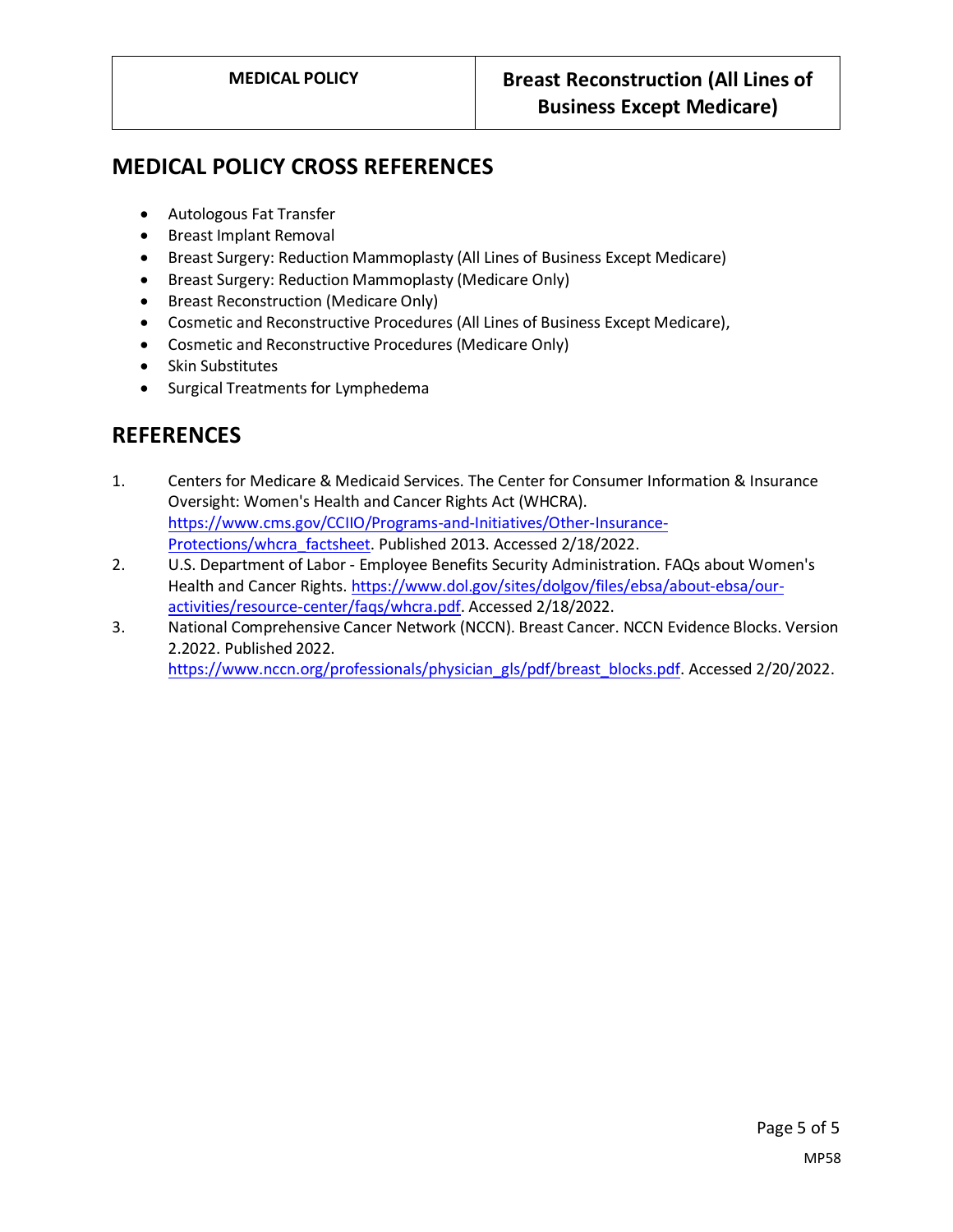## MEDICAL POLICY CROSS REFERENCES

- Autologous Fat Transfer
- Breast Implant Removal
- Breast Surgery: Reduction Mammoplasty (All Lines of Business Except Medicare)
- Breast Surgery: Reduction Mammoplasty (Medicare Only)
- Breast Reconstruction (Medicare Only)
- Cosmetic and Reconstructive Procedures (All Lines of Business Except Medicare),
- Cosmetic and Reconstructive Procedures (Medicare Only)
- Skin Substitutes
- Surgical Treatments for Lymphedema

## REFERENCES

1. Centers for Medicare & Medicaid Services. The Center for Consumer Information & Insurance Oversight: Women's Health and Cancer Rights Act (WHCRA). https://www.cms.gov/CCIIO/Programs-and-Initiatives/Other-Insurance-Protections/whcra_factsheet. Published 2013. Accessed 2/18/2022.
2. U.S. Department of Labor - Employee Benefits Security Administration. FAQs about Women's Health and Cancer Rights. https://www.dol.gov/sites/dolgov/files/ebsa/about-ebsa/our-activities/resource-center/faqs/whcra.pdf. Accessed 2/18/2022.
3. National Comprehensive Cancer Network (NCCN). Breast Cancer. NCCN Evidence Blocks. Version 2.2022. Published 2022. https://www.nccn.org/professionals/physician_gls/pdf/breast_blocks.pdf. Accessed 2/20/2022.